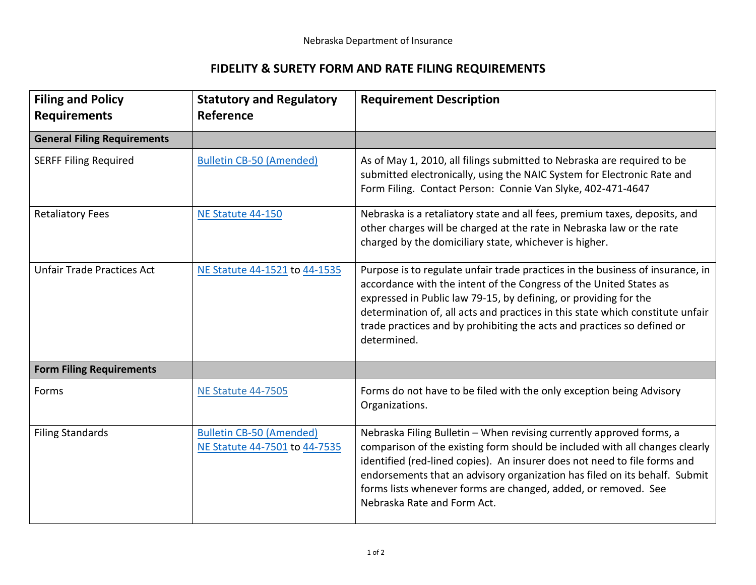Nebraska Department of Insurance

# FIDELITY & SURETY FORM AND RATE FILING REQUIREMENTS

| Filing and Policy Requirements | Statutory and Regulatory Reference | Requirement Description |
|---|---|---|
| **General Filing Requirements** | | |
| SERFF Filing Required | Bulletin CB-50 (Amended) | As of May 1, 2010, all filings submitted to Nebraska are required to be submitted electronically, using the NAIC System for Electronic Rate and Form Filing. Contact Person: Connie Van Slyke, 402-471-4647 |
| Retaliatory Fees | NE Statute 44-150 | Nebraska is a retaliatory state and all fees, premium taxes, deposits, and other charges will be charged at the rate in Nebraska law or the rate charged by the domiciliary state, whichever is higher. |
| Unfair Trade Practices Act | NE Statute 44-1521 to 44-1535 | Purpose is to regulate unfair trade practices in the business of insurance, in accordance with the intent of the Congress of the United States as expressed in Public law 79-15, by defining, or providing for the determination of, all acts and practices in this state which constitute unfair trade practices and by prohibiting the acts and practices so defined or determined. |
| **Form Filing Requirements** | | |
| Forms | NE Statute 44-7505 | Forms do not have to be filed with the only exception being Advisory Organizations. |
| Filing Standards | Bulletin CB-50 (Amended) NE Statute 44-7501 to 44-7535 | Nebraska Filing Bulletin – When revising currently approved forms, a comparison of the existing form should be included with all changes clearly identified (red-lined copies). An insurer does not need to file forms and endorsements that an advisory organization has filed on its behalf. Submit forms lists whenever forms are changed, added, or removed. See Nebraska Rate and Form Act. |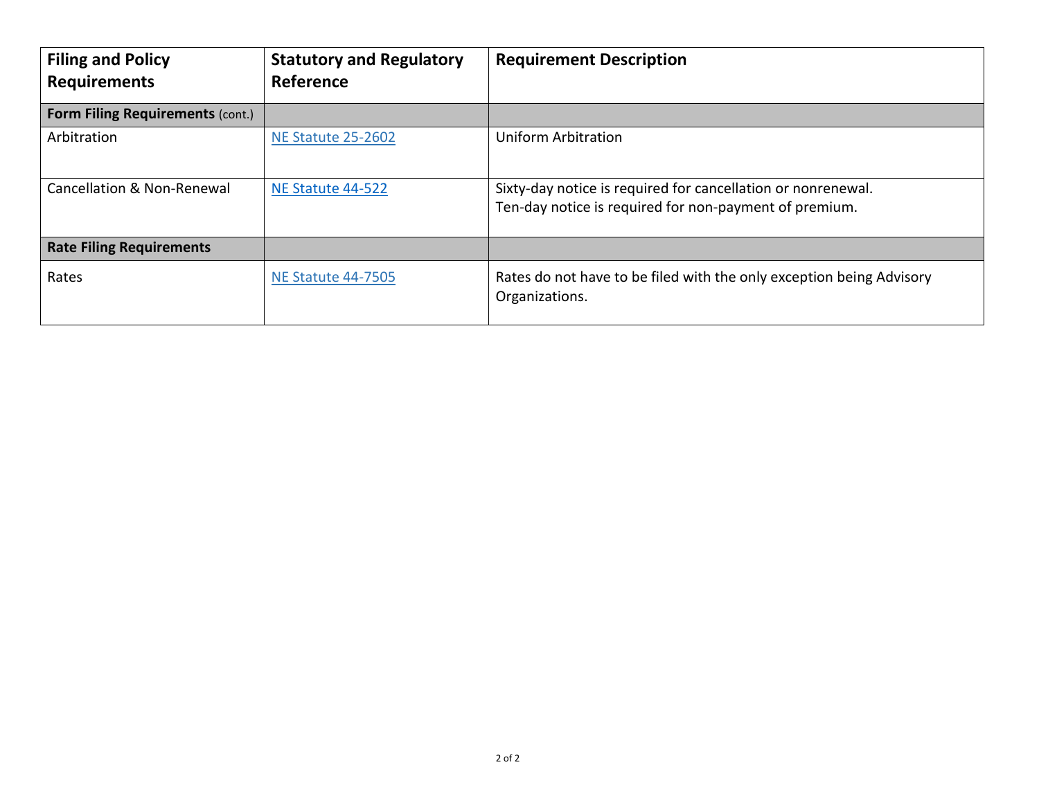| Filing and Policy Requirements | Statutory and Regulatory Reference | Requirement Description |
|---|---|---|
| **Form Filing Requirements** (cont.) | | |
| Arbitration | NE Statute 25-2602 | Uniform Arbitration |
| Cancellation & Non-Renewal | NE Statute 44-522 | Sixty-day notice is required for cancellation or nonrenewal.<br>Ten-day notice is required for non-payment of premium. |
| **Rate Filing Requirements** | | |
| Rates | NE Statute 44-7505 | Rates do not have to be filed with the only exception being Advisory Organizations. |